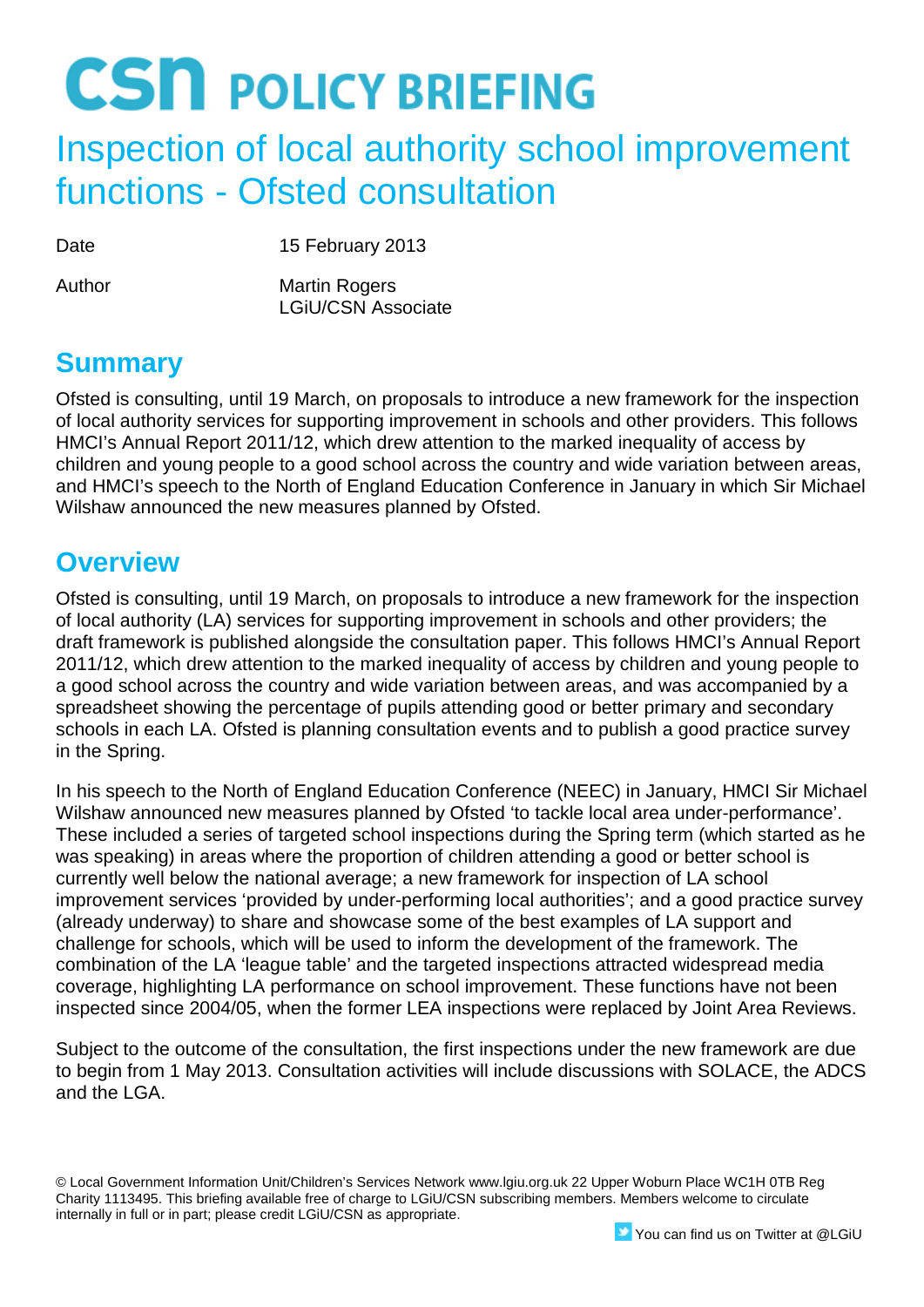# CSN POLICY BRIEFING

# Inspection of local authority school improvement functions - Ofsted consultation

| | |
|---|---|
| Date | 15 February 2013 |
| Author | Martin Rogers<br>LGiU/CSN Associate |

## Summary

Ofsted is consulting, until 19 March, on proposals to introduce a new framework for the inspection of local authority services for supporting improvement in schools and other providers. This follows HMCI's Annual Report 2011/12, which drew attention to the marked inequality of access by children and young people to a good school across the country and wide variation between areas, and HMCI's speech to the North of England Education Conference in January in which Sir Michael Wilshaw announced the new measures planned by Ofsted.

## Overview

Ofsted is consulting, until 19 March, on proposals to introduce a new framework for the inspection of local authority (LA) services for supporting improvement in schools and other providers; the draft framework is published alongside the consultation paper. This follows HMCI's Annual Report 2011/12, which drew attention to the marked inequality of access by children and young people to a good school across the country and wide variation between areas, and was accompanied by a spreadsheet showing the percentage of pupils attending good or better primary and secondary schools in each LA. Ofsted is planning consultation events and to publish a good practice survey in the Spring.

In his speech to the North of England Education Conference (NEEC) in January, HMCI Sir Michael Wilshaw announced new measures planned by Ofsted 'to tackle local area under-performance'. These included a series of targeted school inspections during the Spring term (which started as he was speaking) in areas where the proportion of children attending a good or better school is currently well below the national average; a new framework for inspection of LA school improvement services 'provided by under-performing local authorities'; and a good practice survey (already underway) to share and showcase some of the best examples of LA support and challenge for schools, which will be used to inform the development of the framework. The combination of the LA 'league table' and the targeted inspections attracted widespread media coverage, highlighting LA performance on school improvement. These functions have not been inspected since 2004/05, when the former LEA inspections were replaced by Joint Area Reviews.

Subject to the outcome of the consultation, the first inspections under the new framework are due to begin from 1 May 2013. Consultation activities will include discussions with SOLACE, the ADCS and the LGA.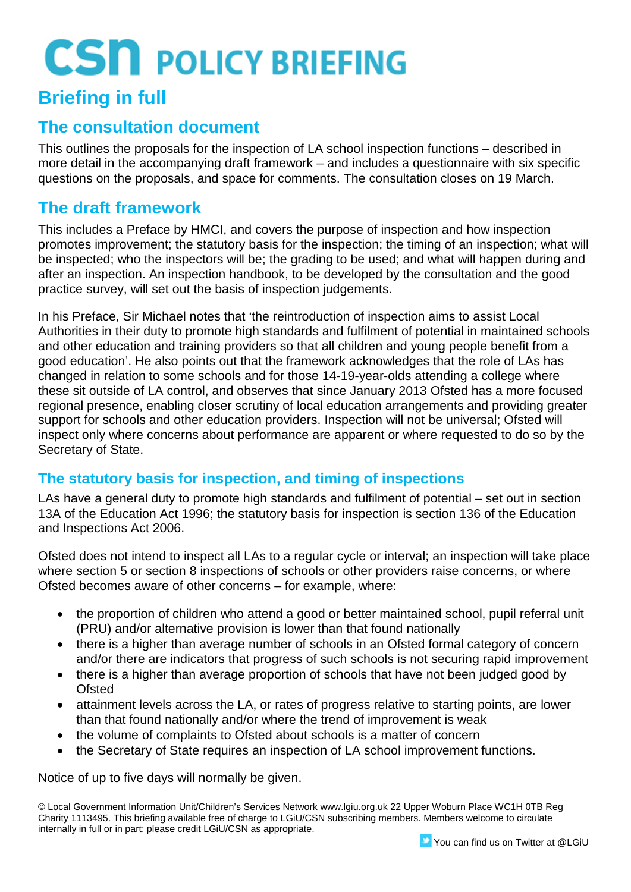# CSN POLICY BRIEFING

## Briefing in full

### The consultation document

This outlines the proposals for the inspection of LA school inspection functions – described in more detail in the accompanying draft framework – and includes a questionnaire with six specific questions on the proposals, and space for comments. The consultation closes on 19 March.

### The draft framework

This includes a Preface by HMCI, and covers the purpose of inspection and how inspection promotes improvement; the statutory basis for the inspection; the timing of an inspection; what will be inspected; who the inspectors will be; the grading to be used; and what will happen during and after an inspection. An inspection handbook, to be developed by the consultation and the good practice survey, will set out the basis of inspection judgements.

In his Preface, Sir Michael notes that 'the reintroduction of inspection aims to assist Local Authorities in their duty to promote high standards and fulfilment of potential in maintained schools and other education and training providers so that all children and young people benefit from a good education'. He also points out that the framework acknowledges that the role of LAs has changed in relation to some schools and for those 14-19-year-olds attending a college where these sit outside of LA control, and observes that since January 2013 Ofsted has a more focused regional presence, enabling closer scrutiny of local education arrangements and providing greater support for schools and other education providers. Inspection will not be universal; Ofsted will inspect only where concerns about performance are apparent or where requested to do so by the Secretary of State.

### The statutory basis for inspection, and timing of inspections

LAs have a general duty to promote high standards and fulfilment of potential – set out in section 13A of the Education Act 1996; the statutory basis for inspection is section 136 of the Education and Inspections Act 2006.

Ofsted does not intend to inspect all LAs to a regular cycle or interval; an inspection will take place where section 5 or section 8 inspections of schools or other providers raise concerns, or where Ofsted becomes aware of other concerns – for example, where:

- the proportion of children who attend a good or better maintained school, pupil referral unit (PRU) and/or alternative provision is lower than that found nationally
- there is a higher than average number of schools in an Ofsted formal category of concern and/or there are indicators that progress of such schools is not securing rapid improvement
- there is a higher than average proportion of schools that have not been judged good by Ofsted
- attainment levels across the LA, or rates of progress relative to starting points, are lower than that found nationally and/or where the trend of improvement is weak
- the volume of complaints to Ofsted about schools is a matter of concern
- the Secretary of State requires an inspection of LA school improvement functions.

Notice of up to five days will normally be given.

© Local Government Information Unit/Children's Services Network www.lgiu.org.uk 22 Upper Woburn Place WC1H 0TB Reg Charity 1113495. This briefing available free of charge to LGiU/CSN subscribing members. Members welcome to circulate internally in full or in part; please credit LGiU/CSN as appropriate.

You can find us on Twitter at @LGiU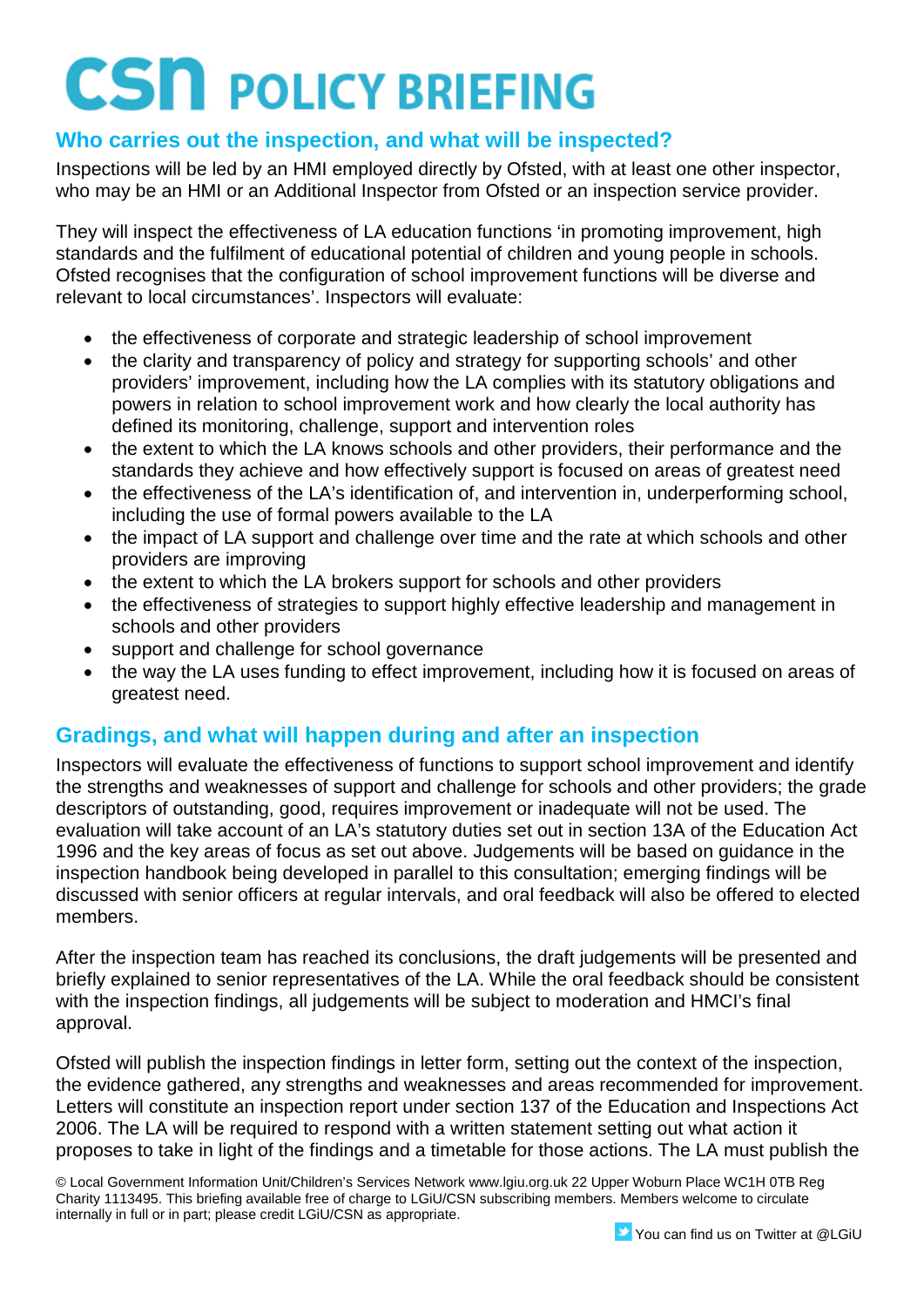## Who carries out the inspection, and what will be inspected?

Inspections will be led by an HMI employed directly by Ofsted, with at least one other inspector, who may be an HMI or an Additional Inspector from Ofsted or an inspection service provider.

They will inspect the effectiveness of LA education functions 'in promoting improvement, high standards and the fulfilment of educational potential of children and young people in schools. Ofsted recognises that the configuration of school improvement functions will be diverse and relevant to local circumstances'. Inspectors will evaluate:

- the effectiveness of corporate and strategic leadership of school improvement
- the clarity and transparency of policy and strategy for supporting schools' and other providers' improvement, including how the LA complies with its statutory obligations and powers in relation to school improvement work and how clearly the local authority has defined its monitoring, challenge, support and intervention roles
- the extent to which the LA knows schools and other providers, their performance and the standards they achieve and how effectively support is focused on areas of greatest need
- the effectiveness of the LA's identification of, and intervention in, underperforming school, including the use of formal powers available to the LA
- the impact of LA support and challenge over time and the rate at which schools and other providers are improving
- the extent to which the LA brokers support for schools and other providers
- the effectiveness of strategies to support highly effective leadership and management in schools and other providers
- support and challenge for school governance
- the way the LA uses funding to effect improvement, including how it is focused on areas of greatest need.

## Gradings, and what will happen during and after an inspection

Inspectors will evaluate the effectiveness of functions to support school improvement and identify the strengths and weaknesses of support and challenge for schools and other providers; the grade descriptors of outstanding, good, requires improvement or inadequate will not be used. The evaluation will take account of an LA's statutory duties set out in section 13A of the Education Act 1996 and the key areas of focus as set out above. Judgements will be based on guidance in the inspection handbook being developed in parallel to this consultation; emerging findings will be discussed with senior officers at regular intervals, and oral feedback will also be offered to elected members.

After the inspection team has reached its conclusions, the draft judgements will be presented and briefly explained to senior representatives of the LA. While the oral feedback should be consistent with the inspection findings, all judgements will be subject to moderation and HMCI's final approval.

Ofsted will publish the inspection findings in letter form, setting out the context of the inspection, the evidence gathered, any strengths and weaknesses and areas recommended for improvement. Letters will constitute an inspection report under section 137 of the Education and Inspections Act 2006. The LA will be required to respond with a written statement setting out what action it proposes to take in light of the findings and a timetable for those actions. The LA must publish the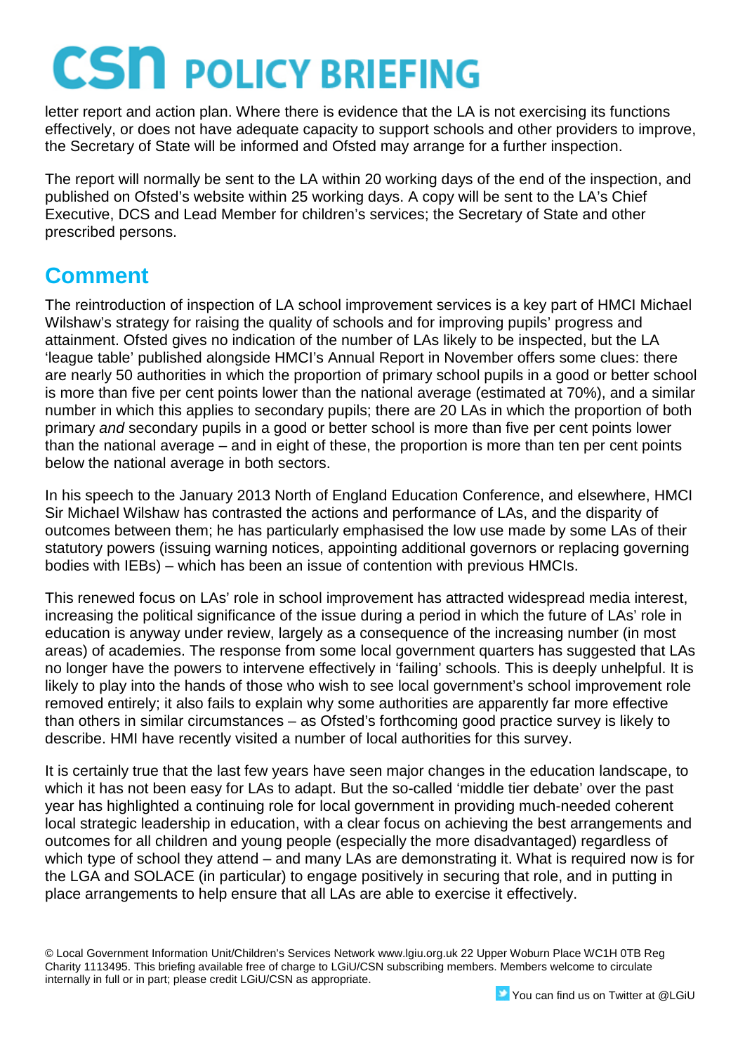letter report and action plan. Where there is evidence that the LA is not exercising its functions effectively, or does not have adequate capacity to support schools and other providers to improve, the Secretary of State will be informed and Ofsted may arrange for a further inspection.

The report will normally be sent to the LA within 20 working days of the end of the inspection, and published on Ofsted's website within 25 working days. A copy will be sent to the LA's Chief Executive, DCS and Lead Member for children's services; the Secretary of State and other prescribed persons.

## Comment

The reintroduction of inspection of LA school improvement services is a key part of HMCI Michael Wilshaw's strategy for raising the quality of schools and for improving pupils' progress and attainment. Ofsted gives no indication of the number of LAs likely to be inspected, but the LA 'league table' published alongside HMCI's Annual Report in November offers some clues: there are nearly 50 authorities in which the proportion of primary school pupils in a good or better school is more than five per cent points lower than the national average (estimated at 70%), and a similar number in which this applies to secondary pupils; there are 20 LAs in which the proportion of both primary *and* secondary pupils in a good or better school is more than five per cent points lower than the national average – and in eight of these, the proportion is more than ten per cent points below the national average in both sectors.

In his speech to the January 2013 North of England Education Conference, and elsewhere, HMCI Sir Michael Wilshaw has contrasted the actions and performance of LAs, and the disparity of outcomes between them; he has particularly emphasised the low use made by some LAs of their statutory powers (issuing warning notices, appointing additional governors or replacing governing bodies with IEBs) – which has been an issue of contention with previous HMCIs.

This renewed focus on LAs' role in school improvement has attracted widespread media interest, increasing the political significance of the issue during a period in which the future of LAs' role in education is anyway under review, largely as a consequence of the increasing number (in most areas) of academies. The response from some local government quarters has suggested that LAs no longer have the powers to intervene effectively in 'failing' schools. This is deeply unhelpful. It is likely to play into the hands of those who wish to see local government's school improvement role removed entirely; it also fails to explain why some authorities are apparently far more effective than others in similar circumstances – as Ofsted's forthcoming good practice survey is likely to describe. HMI have recently visited a number of local authorities for this survey.

It is certainly true that the last few years have seen major changes in the education landscape, to which it has not been easy for LAs to adapt. But the so-called 'middle tier debate' over the past year has highlighted a continuing role for local government in providing much-needed coherent local strategic leadership in education, with a clear focus on achieving the best arrangements and outcomes for all children and young people (especially the more disadvantaged) regardless of which type of school they attend – and many LAs are demonstrating it. What is required now is for the LGA and SOLACE (in particular) to engage positively in securing that role, and in putting in place arrangements to help ensure that all LAs are able to exercise it effectively.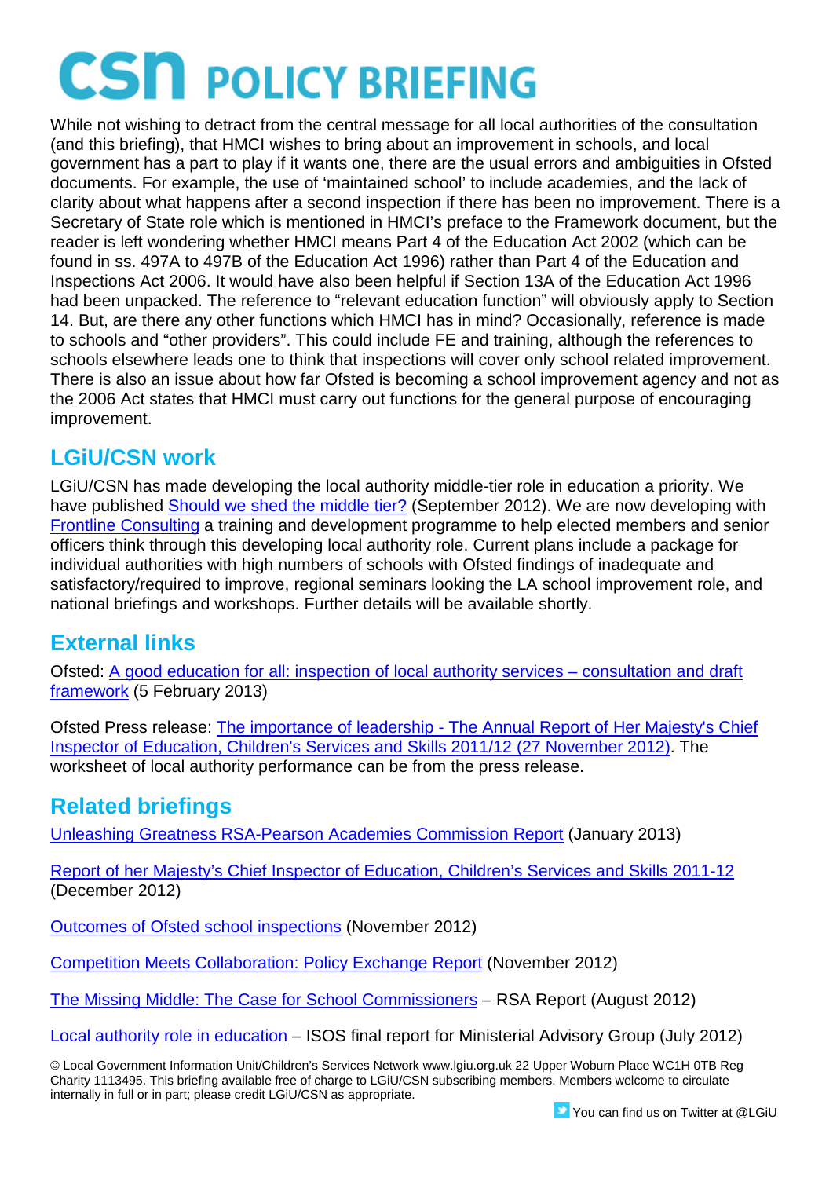While not wishing to detract from the central message for all local authorities of the consultation (and this briefing), that HMCI wishes to bring about an improvement in schools, and local government has a part to play if it wants one, there are the usual errors and ambiguities in Ofsted documents. For example, the use of 'maintained school' to include academies, and the lack of clarity about what happens after a second inspection if there has been no improvement. There is a Secretary of State role which is mentioned in HMCI's preface to the Framework document, but the reader is left wondering whether HMCI means Part 4 of the Education Act 2002 (which can be found in ss. 497A to 497B of the Education Act 1996) rather than Part 4 of the Education and Inspections Act 2006. It would have also been helpful if Section 13A of the Education Act 1996 had been unpacked. The reference to "relevant education function" will obviously apply to Section 14. But, are there any other functions which HMCI has in mind? Occasionally, reference is made to schools and "other providers". This could include FE and training, although the references to schools elsewhere leads one to think that inspections will cover only school related improvement. There is also an issue about how far Ofsted is becoming a school improvement agency and not as the 2006 Act states that HMCI must carry out functions for the general purpose of encouraging improvement.

## LGiU/CSN work

LGiU/CSN has made developing the local authority middle-tier role in education a priority. We have published Should we shed the middle tier? (September 2012). We are now developing with Frontline Consulting a training and development programme to help elected members and senior officers think through this developing local authority role. Current plans include a package for individual authorities with high numbers of schools with Ofsted findings of inadequate and satisfactory/required to improve, regional seminars looking the LA school improvement role, and national briefings and workshops. Further details will be available shortly.

## External links

Ofsted: A good education for all: inspection of local authority services – consultation and draft framework (5 February 2013)

Ofsted Press release: The importance of leadership - The Annual Report of Her Majesty's Chief Inspector of Education, Children's Services and Skills 2011/12 (27 November 2012). The worksheet of local authority performance can be from the press release.

## Related briefings

Unleashing Greatness RSA-Pearson Academies Commission Report (January 2013)

Report of her Majesty's Chief Inspector of Education, Children's Services and Skills 2011-12 (December 2012)

Outcomes of Ofsted school inspections (November 2012)

Competition Meets Collaboration: Policy Exchange Report (November 2012)

The Missing Middle: The Case for School Commissioners – RSA Report (August 2012)

Local authority role in education – ISOS final report for Ministerial Advisory Group (July 2012)

© Local Government Information Unit/Children's Services Network www.lgiu.org.uk 22 Upper Woburn Place WC1H 0TB Reg Charity 1113495. This briefing available free of charge to LGiU/CSN subscribing members. Members welcome to circulate internally in full or in part; please credit LGiU/CSN as appropriate.

You can find us on Twitter at @LGiU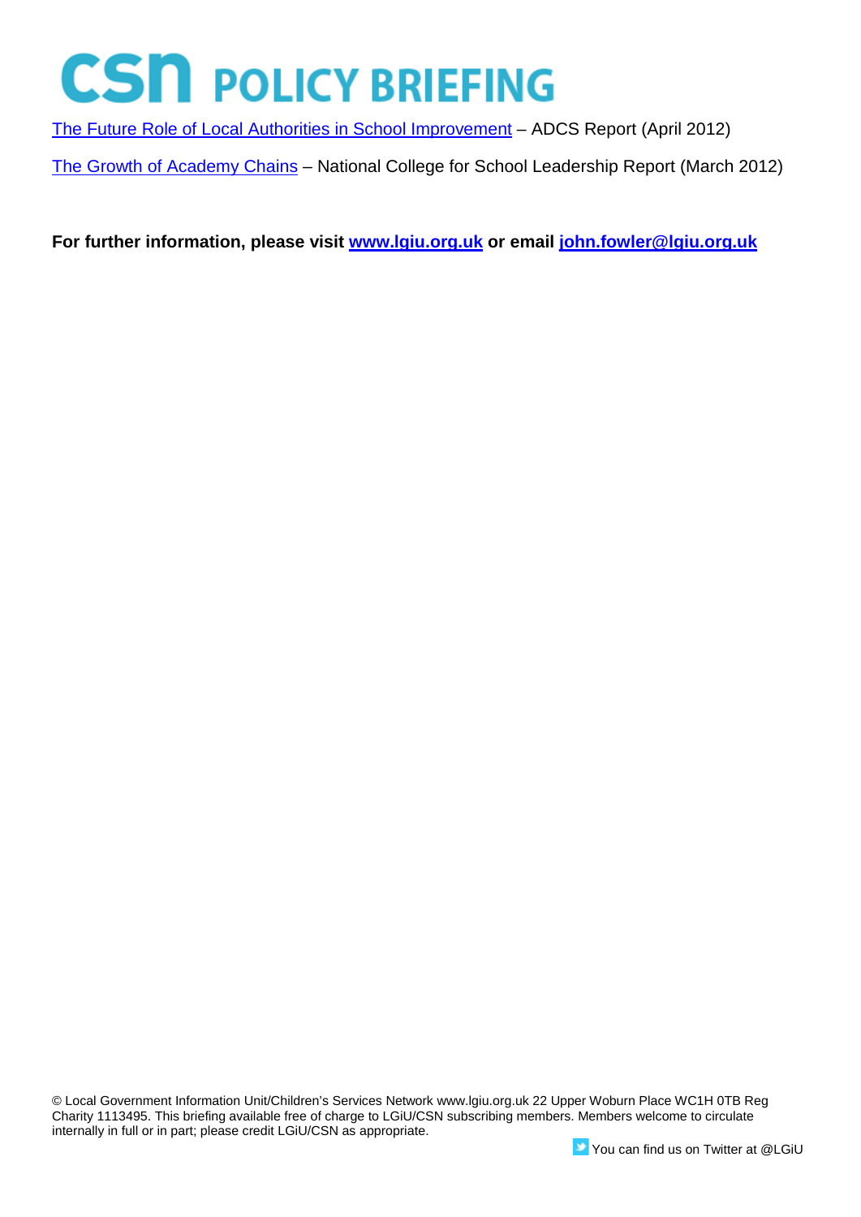[The Future Role of Local Authorities in School Improvement](#) – ADCS Report (April 2012)

[The Growth of Academy Chains](#) – National College for School Leadership Report (March 2012)

**For further information, please visit [www.lgiu.org.uk](http://www.lgiu.org.uk) or email [john.fowler@lgiu.org.uk](mailto:john.fowler@lgiu.org.uk)**

© Local Government Information Unit/Children's Services Network www.lgiu.org.uk 22 Upper Woburn Place WC1H 0TB Reg Charity 1113495. This briefing available free of charge to LGiU/CSN subscribing members. Members welcome to circulate internally in full or in part; please credit LGiU/CSN as appropriate.

You can find us on Twitter at @LGiU